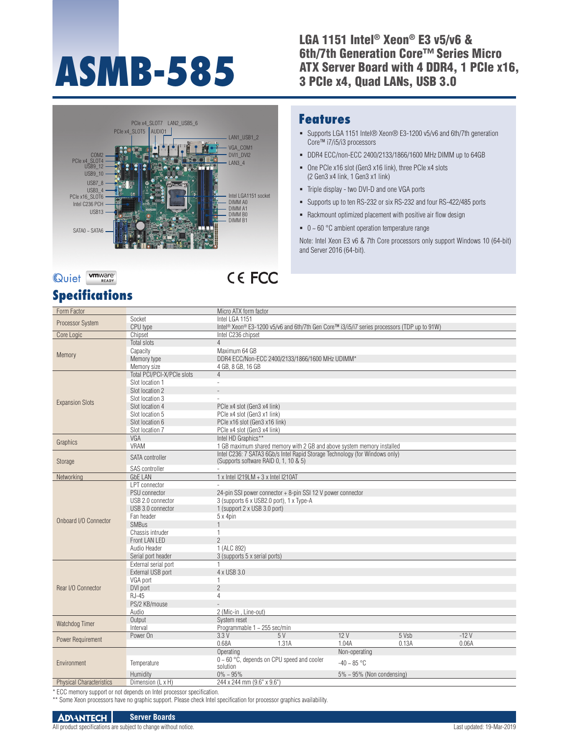# ASMB-585

## LGA 1151 Intel® Xeon® E3 v5/v6 & 6th/7th Generation Core™ Series Micro ATX Server Board with 4 DDR4, 1 PCIe x16, 3 PCIe x4, Quad LANs, USB 3.0

PCIe x4_SLOT7, LAN2_USB5_6, PCIe x4_SLOT5, AUDIO1, LAN1_USB1_2, VGA_COM1, DVI1_DVI2, LAN3_4, COM2, PCIe x4_SLOT4, USB9_12, USB9_10, USB7_8, USB3_4, PCIe x16_SLOT6, Intel C236 PCH, USB13, SATA0 ~ SATA6, Intel LGA1151 socket, DIMM A0, DIMM A1, DIMM B0, DIMM B1

## Features

- Supports LGA 1151 Intel® Xeon® E3-1200 v5/v6 and 6th/7th generation Core™ i7/i5/i3 processors
- DDR4 ECC/non-ECC 2400/2133/1866/1600 MHz DIMM up to 64GB
- One PCIe x16 slot (Gen3 x16 link), three PCIe x4 slots (2 Gen3 x4 link, 1 Gen3 x1 link)
- Triple display - two DVI-D and one VGA ports
- Supports up to ten RS-232 or six RS-232 and four RS-422/485 ports
- Rackmount optimized placement with positive air flow design
- 0 ~ 60 °C ambient operation temperature range

Note: Intel Xeon E3 v6 & 7th Core processors only support Windows 10 (64-bit) and Server 2016 (64-bit).

## Specifications

| Category | Item | Specification | | | | |
|---|---|---|---|---|---|---|
| Form Factor | | Micro ATX form factor | | | | |
| Processor System | Socket | Intel LGA 1151 | | | | |
| | CPU type | Intel® Xeon® E3-1200 v5/v6 and 6th/7th Gen Core™ i3/i5/i7 series processors (TDP up to 91W) | | | | |
| Core Logic | Chipset | Intel C236 chipset | | | | |
| Memory | Total slots | 4 | | | | |
| | Capacity | Maximum 64 GB | | | | |
| | Memory type | DDR4 ECC/Non-ECC 2400/2133/1866/1600 MHz UDIMM* | | | | |
| | Memory size | 4 GB, 8 GB, 16 GB | | | | |
| Expansion Slots | Total PCI/PCI-X/PCIe slots | 4 | | | | |
| | Slot location 1 | - | | | | |
| | Slot location 2 | - | | | | |
| | Slot location 3 | - | | | | |
| | Slot location 4 | PCIe x4 slot (Gen3 x4 link) | | | | |
| | Slot location 5 | PCIe x4 slot (Gen3 x1 link) | | | | |
| | Slot location 6 | PCIe x16 slot (Gen3 x16 link) | | | | |
| | Slot location 7 | PCIe x4 slot (Gen3 x4 link) | | | | |
| Graphics | VGA | Intel HD Graphics** | | | | |
| | VRAM | 1 GB maximum shared memory with 2 GB and above system memory installed | | | | |
| Storage | SATA controller | Intel C236: 7 SATA3 6Gb/s Intel Rapid Storage Technology (for Windows only) (Supports software RAID 0, 1, 10 & 5) | | | | |
| | SAS controller | - | | | | |
| Networking | GbE LAN | 1 x Intel I219LM + 3 x Intel I210AT | | | | |
| Onboard I/O Connector | LPT connector | - | | | | |
| | PSU connector | 24-pin SSI power connector + 8-pin SSI 12 V power connector | | | | |
| | USB 2.0 connector | 3 (supports 6 x USB2.0 port), 1 x Type-A | | | | |
| | USB 3.0 connector | 1 (support 2 x USB 3.0 port) | | | | |
| | Fan header | 5 x 4pin | | | | |
| | SMBus | 1 | | | | |
| | Chassis intruder | 1 | | | | |
| | Front LAN LED | 2 | | | | |
| | Audio Header | 1 (ALC 892) | | | | |
| | Serial port header | 3 (supports 5 x serial ports) | | | | |
| Rear I/O Connector | External serial port | 1 | | | | |
| | External USB port | 4 x USB 3.0 | | | | |
| | VGA port | 1 | | | | |
| | DVI port | 2 | | | | |
| | RJ-45 | 4 | | | | |
| | PS/2 KB/mouse | - | | | | |
| | Audio | 2 (Mic-in , Line-out) | | | | |
| Watchdog Timer | Output | System reset | | | | |
| | Interval | Programmable 1 ~ 255 sec/min | | | | |
| Power Requirement | Power On | 3.3 V | 5 V | 12 V | 5 Vsb | -12 V |
| | | 0.68A | 1.31A | 1.04A | 0.13A | 0.06A |
| Environment | | Operating | | Non-operating | | |
| | Temperature | 0 ~ 60 °C, depends on CPU speed and cooler solution | | -40 ~ 85 °C | | |
| | Humidity | 0% ~ 95% | | 5% ~ 95% (Non condensing) | | |
| Physical Characteristics | Dimension (L x H) | 244 x 244 mm (9.6" x 9.6") | | | | |

* ECC memory support or not depends on Intel processor specification.
** Some Xeon processors have no graphic support. Please check Intel specification for processor graphics availability.

All product specifications are subject to change without notice.

Last updated: 19-Mar-2019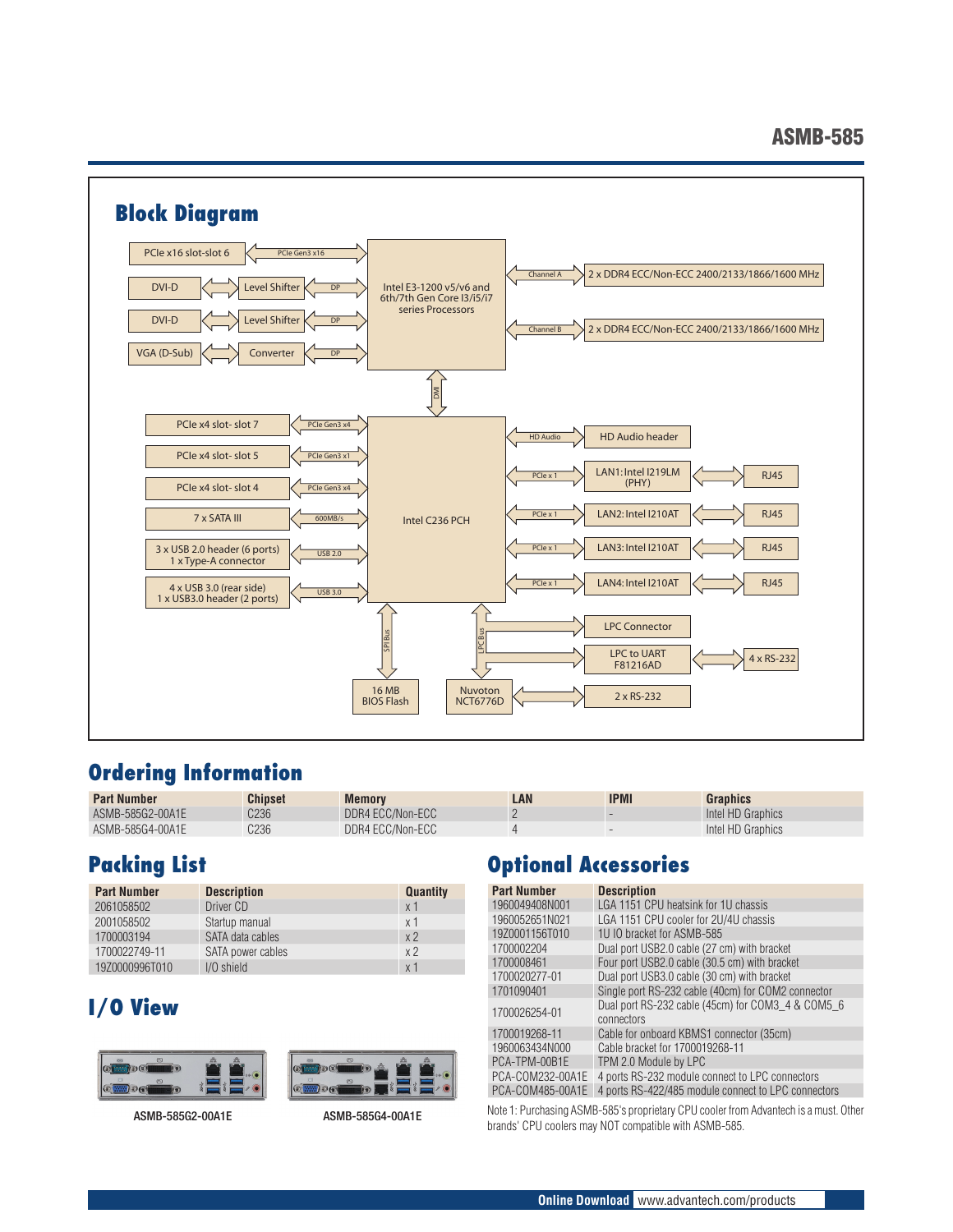## Block Diagram

PCIe x16 slot-slot 6
PCIe Gen3 x16
DVI-D
Level Shifter
DP
DVI-D
Level Shifter
DP
VGA (D-Sub)
Converter
DP
Intel E3-1200 v5/v6 and 6th/7th Gen Core I3/i5/i7 series Processors
Channel A
2 x DDR4 ECC/Non-ECC 2400/2133/1866/1600 MHz
Channel B
2 x DDR4 ECC/Non-ECC 2400/2133/1866/1600 MHz
DMI
PCIe x4 slot- slot 7
PCIe Gen3 x4
PCIe x4 slot- slot 5
PCIe Gen3 x1
PCIe x4 slot- slot 4
PCIe Gen3 x4
7 x SATA III
600MB/s
3 x USB 2.0 header (6 ports)
1 x Type-A connector
USB 2.0
4 x USB 3.0 (rear side)
1 x USB3.0 header (2 ports)
USB 3.0
Intel C236 PCH
HD Audio
HD Audio header
PCIe x 1
LAN1: Intel I219LM (PHY)
RJ45
PCIe x 1
LAN2: Intel I210AT
RJ45
PCIe x 1
LAN3: Intel I210AT
RJ45
PCIe x 1
LAN4: Intel I210AT
RJ45
SPI Bus
LPC Bus
LPC Connector
LPC to UART F81216AD
4 x RS-232
16 MB BIOS Flash
Nuvoton NCT6776D
2 x RS-232

## Ordering Information

| Part Number | Chipset | Memory | LAN | IPMI | Graphics |
|---|---|---|---|---|---|
| ASMB-585G2-00A1E | C236 | DDR4 ECC/Non-ECC | 2 | - | Intel HD Graphics |
| ASMB-585G4-00A1E | C236 | DDR4 ECC/Non-ECC | 4 | - | Intel HD Graphics |

## Packing List

| Part Number | Description | Quantity |
|---|---|---|
| 2061058502 | Driver CD | x 1 |
| 2001058502 | Startup manual | x 1 |
| 1700003194 | SATA data cables | x 2 |
| 1700022749-11 | SATA power cables | x 2 |
| 19Z0000996T010 | I/O shield | x 1 |

## I/O View

ASMB-585G2-00A1E

ASMB-585G4-00A1E

## Optional Accessories

| Part Number | Description |
|---|---|
| 1960049408N001 | LGA 1151 CPU heatsink for 1U chassis |
| 1960052651N021 | LGA 1151 CPU cooler for 2U/4U chassis |
| 19Z0001156T010 | 1U IO bracket for ASMB-585 |
| 1700002204 | Dual port USB2.0 cable (27 cm) with bracket |
| 1700008461 | Four port USB2.0 cable (30.5 cm) with bracket |
| 1700020277-01 | Dual port USB3.0 cable (30 cm) with bracket |
| 1701090401 | Single port RS-232 cable (40cm) for COM2 connector |
| 1700026254-01 | Dual port RS-232 cable (45cm) for COM3_4 & COM5_6 connectors |
| 1700019268-11 | Cable for onboard KBMS1 connector (35cm) |
| 1960063434N000 | Cable bracket for 1700019268-11 |
| PCA-TPM-00B1E | TPM 2.0 Module by LPC |
| PCA-COM232-00A1E | 4 ports RS-232 module connect to LPC connectors |
| PCA-COM485-00A1E | 4 ports RS-422/485 module connect to LPC connectors |

Note 1: Purchasing ASMB-585's proprietary CPU cooler from Advantech is a must. Other brands' CPU coolers may NOT compatible with ASMB-585.